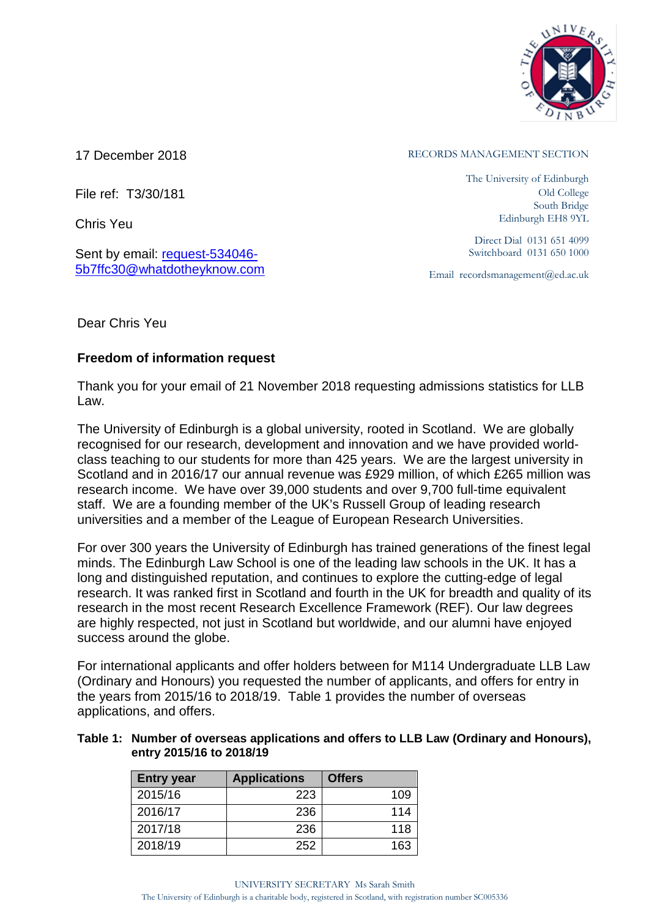17 December 2018

File ref: T3/30/181

Chris Yeu

Sent by email: request-534046-5b7ffc30@whatdotheyknow.com

RECORDS MANAGEMENT SECTION

The University of Edinburgh
Old College
South Bridge
Edinburgh EH8 9YL

Direct Dial 0131 651 4099
Switchboard 0131 650 1000

Email recordsmanagement@ed.ac.uk

Dear Chris Yeu

**Freedom of information request**

Thank you for your email of 21 November 2018 requesting admissions statistics for LLB Law.

The University of Edinburgh is a global university, rooted in Scotland. We are globally recognised for our research, development and innovation and we have provided world-class teaching to our students for more than 425 years. We are the largest university in Scotland and in 2016/17 our annual revenue was £929 million, of which £265 million was research income. We have over 39,000 students and over 9,700 full-time equivalent staff. We are a founding member of the UK's Russell Group of leading research universities and a member of the League of European Research Universities.

For over 300 years the University of Edinburgh has trained generations of the finest legal minds. The Edinburgh Law School is one of the leading law schools in the UK. It has a long and distinguished reputation, and continues to explore the cutting-edge of legal research. It was ranked first in Scotland and fourth in the UK for breadth and quality of its research in the most recent Research Excellence Framework (REF). Our law degrees are highly respected, not just in Scotland but worldwide, and our alumni have enjoyed success around the globe.

For international applicants and offer holders between for M114 Undergraduate LLB Law (Ordinary and Honours) you requested the number of applicants, and offers for entry in the years from 2015/16 to 2018/19. Table 1 provides the number of overseas applications, and offers.

**Table 1: Number of overseas applications and offers to LLB Law (Ordinary and Honours), entry 2015/16 to 2018/19**

| Entry year | Applications | Offers |
|---|---|---|
| 2015/16 | 223 | 109 |
| 2016/17 | 236 | 114 |
| 2017/18 | 236 | 118 |
| 2018/19 | 252 | 163 |

UNIVERSITY SECRETARY Ms Sarah Smith

The University of Edinburgh is a charitable body, registered in Scotland, with registration number SC005336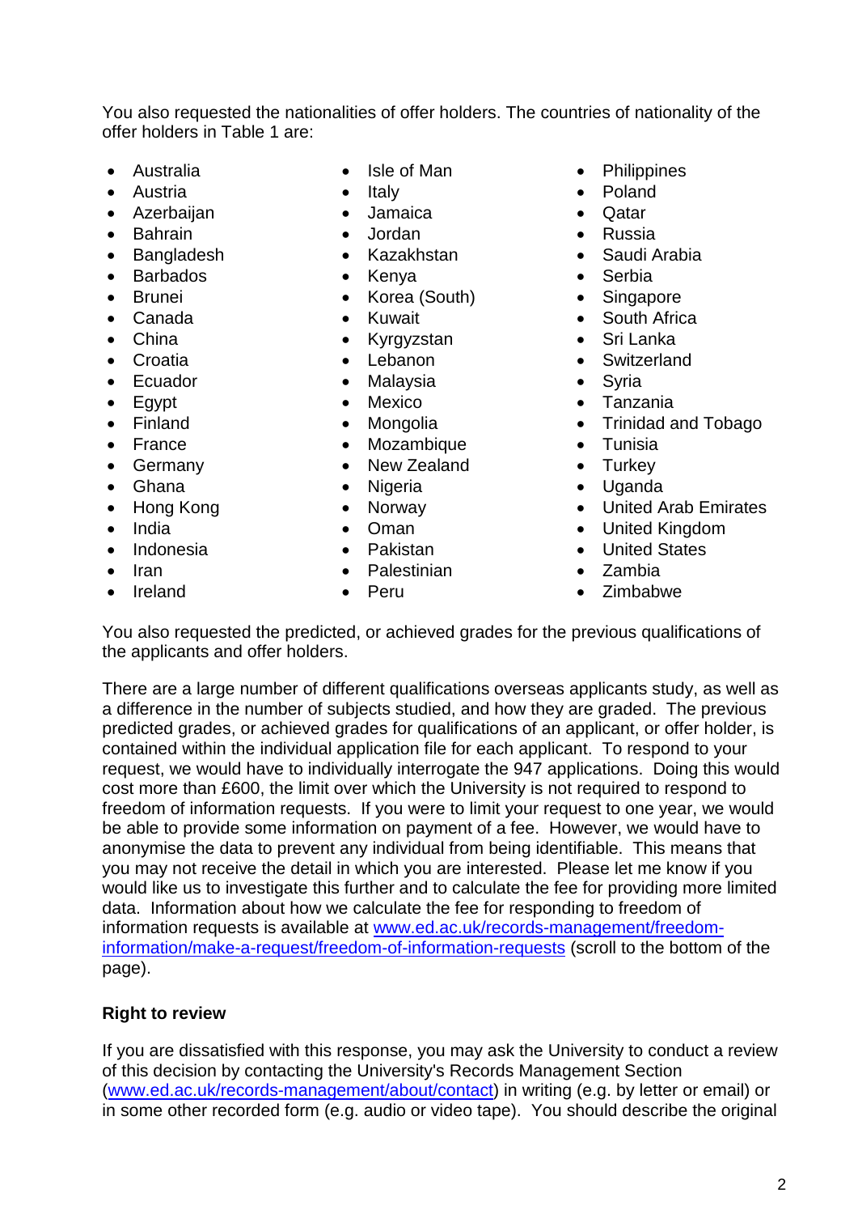You also requested the nationalities of offer holders. The countries of nationality of the offer holders in Table 1 are:

- Australia
- Austria
- Azerbaijan
- Bahrain
- Bangladesh
- Barbados
- Brunei
- Canada
- China
- Croatia
- Ecuador
- Egypt
- Finland
- France
- Germany
- Ghana
- Hong Kong
- India
- Indonesia
- Iran
- Ireland
- Isle of Man
- Italy
- Jamaica
- Jordan
- Kazakhstan
- Kenya
- Korea (South)
- Kuwait
- Kyrgyzstan
- Lebanon
- Malaysia
- Mexico
- Mongolia
- Mozambique
- New Zealand
- Nigeria
- Norway
- Oman
- Pakistan
- Palestinian
- Peru
- Philippines
- Poland
- Qatar
- Russia
- Saudi Arabia
- Serbia
- Singapore
- South Africa
- Sri Lanka
- Switzerland
- Syria
- Tanzania
- Trinidad and Tobago
- Tunisia
- Turkey
- Uganda
- United Arab Emirates
- United Kingdom
- United States
- Zambia
- Zimbabwe

You also requested the predicted, or achieved grades for the previous qualifications of the applicants and offer holders.

There are a large number of different qualifications overseas applicants study, as well as a difference in the number of subjects studied, and how they are graded. The previous predicted grades, or achieved grades for qualifications of an applicant, or offer holder, is contained within the individual application file for each applicant. To respond to your request, we would have to individually interrogate the 947 applications. Doing this would cost more than £600, the limit over which the University is not required to respond to freedom of information requests. If you were to limit your request to one year, we would be able to provide some information on payment of a fee. However, we would have to anonymise the data to prevent any individual from being identifiable. This means that you may not receive the detail in which you are interested. Please let me know if you would like us to investigate this further and to calculate the fee for providing more limited data. Information about how we calculate the fee for responding to freedom of information requests is available at www.ed.ac.uk/records-management/freedom-information/make-a-request/freedom-of-information-requests (scroll to the bottom of the page).

**Right to review**

If you are dissatisfied with this response, you may ask the University to conduct a review of this decision by contacting the University's Records Management Section (www.ed.ac.uk/records-management/about/contact) in writing (e.g. by letter or email) or in some other recorded form (e.g. audio or video tape). You should describe the original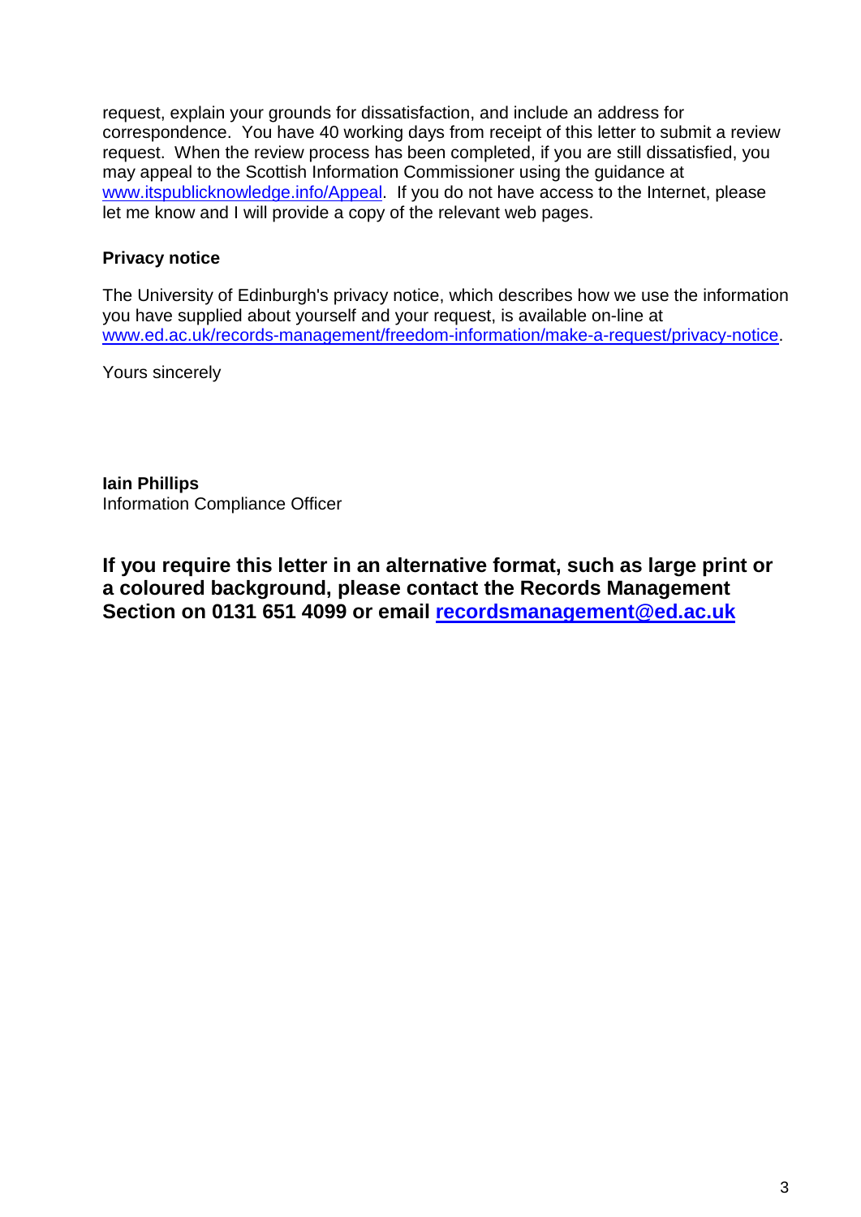request, explain your grounds for dissatisfaction, and include an address for correspondence. You have 40 working days from receipt of this letter to submit a review request. When the review process has been completed, if you are still dissatisfied, you may appeal to the Scottish Information Commissioner using the guidance at www.itspublicknowledge.info/Appeal. If you do not have access to the Internet, please let me know and I will provide a copy of the relevant web pages.

**Privacy notice**

The University of Edinburgh's privacy notice, which describes how we use the information you have supplied about yourself and your request, is available on-line at www.ed.ac.uk/records-management/freedom-information/make-a-request/privacy-notice.

Yours sincerely

**Iain Phillips**
Information Compliance Officer

**If you require this letter in an alternative format, such as large print or a coloured background, please contact the Records Management Section on 0131 651 4099 or email recordsmanagement@ed.ac.uk**